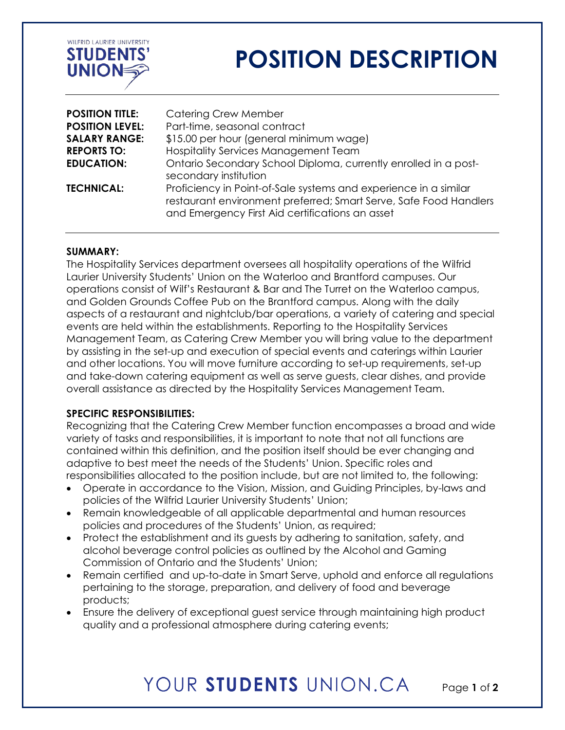# POSITION DESCRIPTION

| | |
|---|---|
| **POSITION TITLE:** | Catering Crew Member |
| **POSITION LEVEL:** | Part-time, seasonal contract |
| **SALARY RANGE:** | $15.00 per hour (general minimum wage) |
| **REPORTS TO:** | Hospitality Services Management Team |
| **EDUCATION:** | Ontario Secondary School Diploma, currently enrolled in a post-secondary institution |
| **TECHNICAL:** | Proficiency in Point-of-Sale systems and experience in a similar restaurant environment preferred; Smart Serve, Safe Food Handlers and Emergency First Aid certifications an asset |

**SUMMARY:**

The Hospitality Services department oversees all hospitality operations of the Wilfrid Laurier University Students' Union on the Waterloo and Brantford campuses. Our operations consist of Wilf's Restaurant & Bar and The Turret on the Waterloo campus, and Golden Grounds Coffee Pub on the Brantford campus. Along with the daily aspects of a restaurant and nightclub/bar operations, a variety of catering and special events are held within the establishments. Reporting to the Hospitality Services Management Team, as Catering Crew Member you will bring value to the department by assisting in the set-up and execution of special events and caterings within Laurier and other locations. You will move furniture according to set-up requirements, set-up and take-down catering equipment as well as serve guests, clear dishes, and provide overall assistance as directed by the Hospitality Services Management Team.

**SPECIFIC RESPONSIBILITIES:**

Recognizing that the Catering Crew Member function encompasses a broad and wide variety of tasks and responsibilities, it is important to note that not all functions are contained within this definition, and the position itself should be ever changing and adaptive to best meet the needs of the Students' Union. Specific roles and responsibilities allocated to the position include, but are not limited to, the following:

- Operate in accordance to the Vision, Mission, and Guiding Principles, by-laws and policies of the Wilfrid Laurier University Students' Union;
- Remain knowledgeable of all applicable departmental and human resources policies and procedures of the Students' Union, as required;
- Protect the establishment and its guests by adhering to sanitation, safety, and alcohol beverage control policies as outlined by the Alcohol and Gaming Commission of Ontario and the Students' Union;
- Remain certified and up-to-date in Smart Serve, uphold and enforce all regulations pertaining to the storage, preparation, and delivery of food and beverage products;
- Ensure the delivery of exceptional guest service through maintaining high product quality and a professional atmosphere during catering events;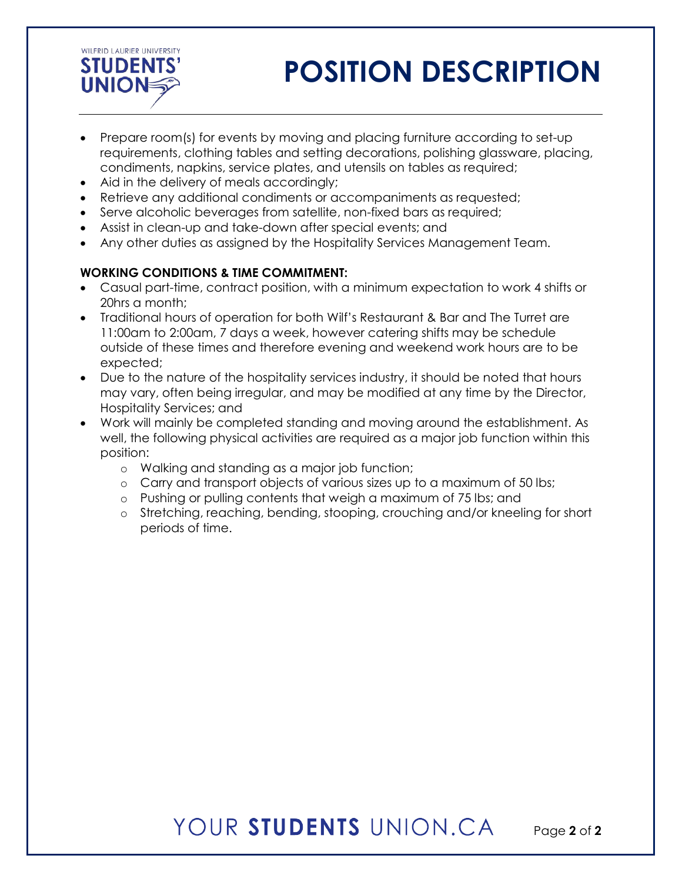- Prepare room(s) for events by moving and placing furniture according to set-up requirements, clothing tables and setting decorations, polishing glassware, placing, condiments, napkins, service plates, and utensils on tables as required;
- Aid in the delivery of meals accordingly;
- Retrieve any additional condiments or accompaniments as requested;
- Serve alcoholic beverages from satellite, non-fixed bars as required;
- Assist in clean-up and take-down after special events; and
- Any other duties as assigned by the Hospitality Services Management Team.

**WORKING CONDITIONS & TIME COMMITMENT:**

- Casual part-time, contract position, with a minimum expectation to work 4 shifts or 20hrs a month;
- Traditional hours of operation for both Wilf's Restaurant & Bar and The Turret are 11:00am to 2:00am, 7 days a week, however catering shifts may be schedule outside of these times and therefore evening and weekend work hours are to be expected;
- Due to the nature of the hospitality services industry, it should be noted that hours may vary, often being irregular, and may be modified at any time by the Director, Hospitality Services; and
- Work will mainly be completed standing and moving around the establishment. As well, the following physical activities are required as a major job function within this position:
  - Walking and standing as a major job function;
  - Carry and transport objects of various sizes up to a maximum of 50 lbs;
  - Pushing or pulling contents that weigh a maximum of 75 lbs; and
  - Stretching, reaching, bending, stooping, crouching and/or kneeling for short periods of time.